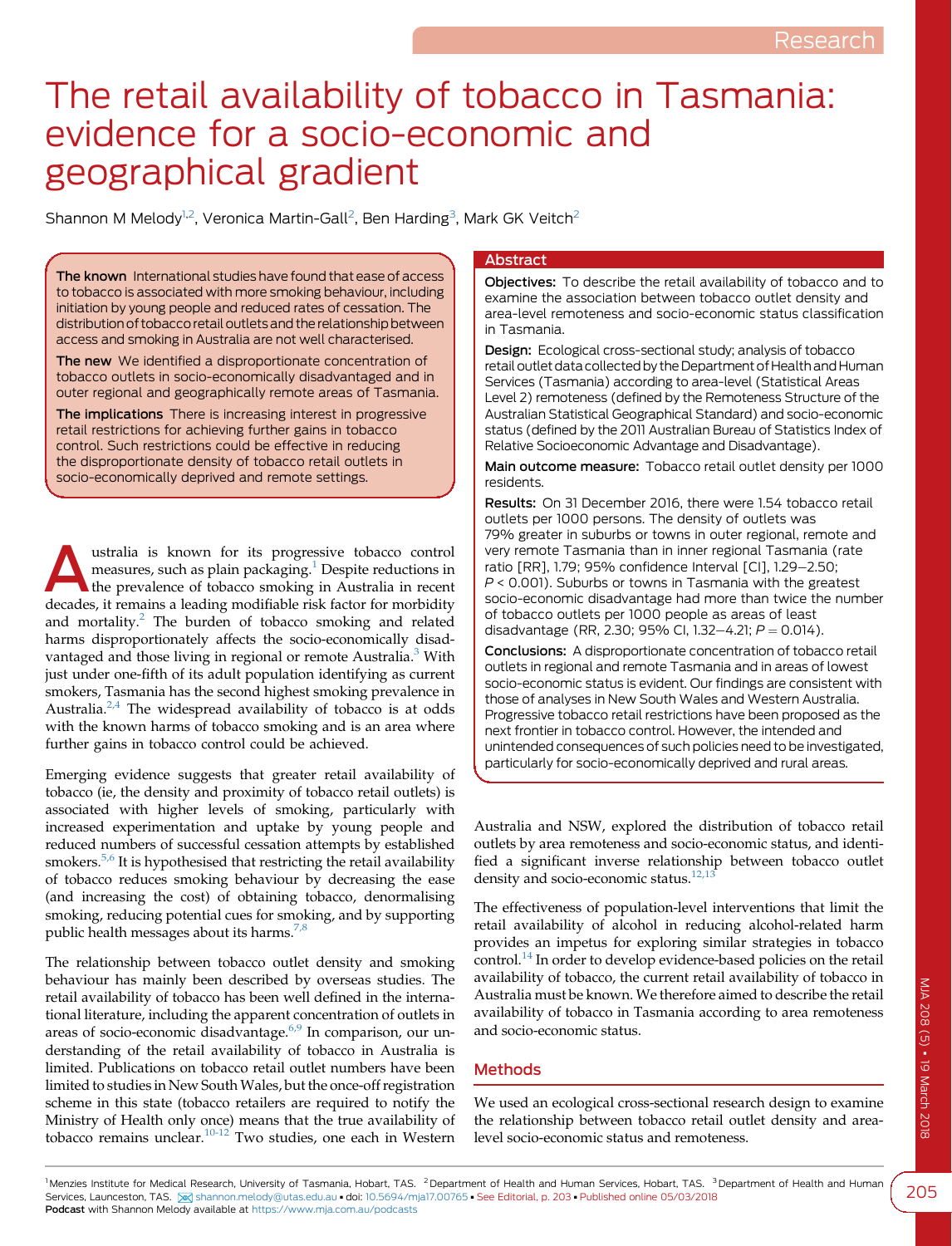Research

# The retail availability of tobacco in Tasmania: evidence for a socio-economic and geographical gradient

Shannon M Melody[1,2], Veronica Martin-Gall[2], Ben Harding[3], Mark GK Veitch[2]

**The known** International studies have found that ease of access to tobacco is associated with more smoking behaviour, including initiation by young people and reduced rates of cessation. The distribution of tobacco retail outlets and the relationship between access and smoking in Australia are not well characterised.

**The new** We identified a disproportionate concentration of tobacco outlets in socio-economically disadvantaged and in outer regional and geographically remote areas of Tasmania.

**The implications** There is increasing interest in progressive retail restrictions for achieving further gains in tobacco control. Such restrictions could be effective in reducing the disproportionate density of tobacco retail outlets in socio-economically deprived and remote settings.

## Abstract

**Objectives:** To describe the retail availability of tobacco and to examine the association between tobacco outlet density and area-level remoteness and socio-economic status classification in Tasmania.

**Design:** Ecological cross-sectional study; analysis of tobacco retail outlet data collected by the Department of Health and Human Services (Tasmania) according to area-level (Statistical Areas Level 2) remoteness (defined by the Remoteness Structure of the Australian Statistical Geographical Standard) and socio-economic status (defined by the 2011 Australian Bureau of Statistics Index of Relative Socioeconomic Advantage and Disadvantage).

**Main outcome measure:** Tobacco retail outlet density per 1000 residents.

**Results:** On 31 December 2016, there were 1.54 tobacco retail outlets per 1000 persons. The density of outlets was 79% greater in suburbs or towns in outer regional, remote and very remote Tasmania than in inner regional Tasmania (rate ratio [RR], 1.79; 95% confidence Interval [CI], 1.29–2.50; $P < 0.001$). Suburbs or towns in Tasmania with the greatest socio-economic disadvantage had more than twice the number of tobacco outlets per 1000 people as areas of least disadvantage (RR, 2.30; 95% CI, 1.32–4.21; $P = 0.014$).

**Conclusions:** A disproportionate concentration of tobacco retail outlets in regional and remote Tasmania and in areas of lowest socio-economic status is evident. Our findings are consistent with those of analyses in New South Wales and Western Australia. Progressive tobacco retail restrictions have been proposed as the next frontier in tobacco control. However, the intended and unintended consequences of such policies need to be investigated, particularly for socio-economically deprived and rural areas.

Australia is known for its progressive tobacco control measures, such as plain packaging.[1] Despite reductions in the prevalence of tobacco smoking in Australia in recent decades, it remains a leading modifiable risk factor for morbidity and mortality.[2] The burden of tobacco smoking and related harms disproportionately affects the socio-economically disadvantaged and those living in regional or remote Australia.[3] With just under one-fifth of its adult population identifying as current smokers, Tasmania has the second highest smoking prevalence in Australia.[2,4] The widespread availability of tobacco is at odds with the known harms of tobacco smoking and is an area where further gains in tobacco control could be achieved.

Emerging evidence suggests that greater retail availability of tobacco (ie, the density and proximity of tobacco retail outlets) is associated with higher levels of smoking, particularly with increased experimentation and uptake by young people and reduced numbers of successful cessation attempts by established smokers.[5,6] It is hypothesised that restricting the retail availability of tobacco reduces smoking behaviour by decreasing the ease (and increasing the cost) of obtaining tobacco, denormalising smoking, reducing potential cues for smoking, and by supporting public health messages about its harms.[7,8]

The relationship between tobacco outlet density and smoking behaviour has mainly been described by overseas studies. The retail availability of tobacco has been well defined in the international literature, including the apparent concentration of outlets in areas of socio-economic disadvantage.[6,9] In comparison, our understanding of the retail availability of tobacco in Australia is limited. Publications on tobacco retail outlet numbers have been limited to studies in New South Wales, but the once-off registration scheme in this state (tobacco retailers are required to notify the Ministry of Health only once) means that the true availability of tobacco remains unclear.[10-12] Two studies, one each in Western Australia and NSW, explored the distribution of tobacco retail outlets by area remoteness and socio-economic status, and identified a significant inverse relationship between tobacco outlet density and socio-economic status.[12,13]

The effectiveness of population-level interventions that limit the retail availability of alcohol in reducing alcohol-related harm provides an impetus for exploring similar strategies in tobacco control.[14] In order to develop evidence-based policies on the retail availability of tobacco, the current retail availability of tobacco in Australia must be known. We therefore aimed to describe the retail availability of tobacco in Tasmania according to area remoteness and socio-economic status.

## Methods

We used an ecological cross-sectional research design to examine the relationship between tobacco retail outlet density and area-level socio-economic status and remoteness.

[1] Menzies Institute for Medical Research, University of Tasmania, Hobart, TAS. [2] Department of Health and Human Services, Hobart, TAS. [3] Department of Health and Human Services, Launceston, TAS. shannon.melody@utas.edu.au • doi: 10.5694/mja17.00765 • See Editorial, p. 203 • Published online 05/03/2018
Podcast with Shannon Melody available at https://www.mja.com.au/podcasts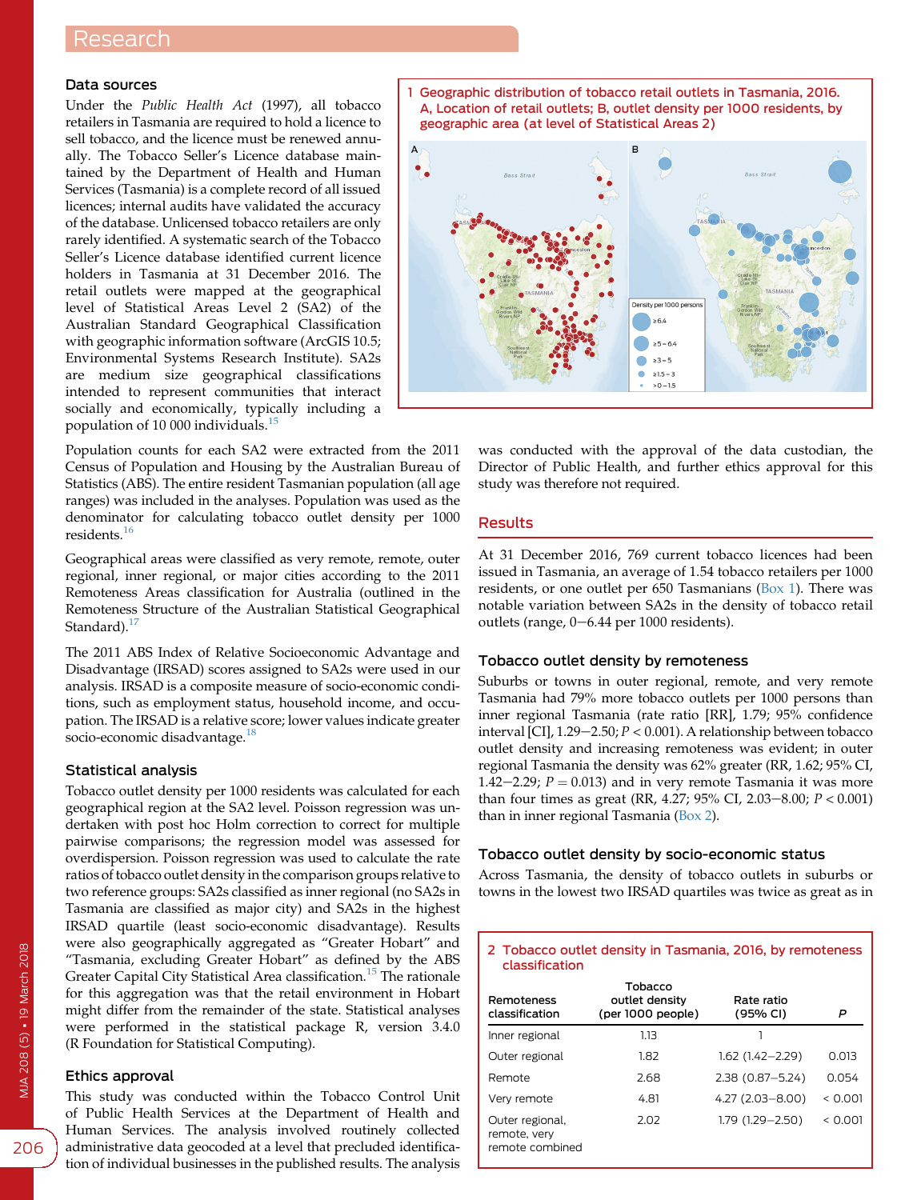### Data sources

Under the *Public Health Act* (1997), all tobacco retailers in Tasmania are required to hold a licence to sell tobacco, and the licence must be renewed annually. The Tobacco Seller's Licence database maintained by the Department of Health and Human Services (Tasmania) is a complete record of all issued licences; internal audits have validated the accuracy of the database. Unlicensed tobacco retailers are only rarely identified. A systematic search of the Tobacco Seller's Licence database identified current licence holders in Tasmania at 31 December 2016. The retail outlets were mapped at the geographical level of Statistical Areas Level 2 (SA2) of the Australian Standard Geographical Classification with geographic information software (ArcGIS 10.5; Environmental Systems Research Institute). SA2s are medium size geographical classifications intended to represent communities that interact socially and economically, typically including a population of 10 000 individuals.[15]

1 Geographic distribution of tobacco retail outlets in Tasmania, 2016. A, Location of retail outlets; B, outlet density per 1000 residents, by geographic area (at level of Statistical Areas 2)

Population counts for each SA2 were extracted from the 2011 Census of Population and Housing by the Australian Bureau of Statistics (ABS). The entire resident Tasmanian population (all age ranges) was included in the analyses. Population was used as the denominator for calculating tobacco outlet density per 1000 residents.[16]

Geographical areas were classified as very remote, remote, outer regional, inner regional, or major cities according to the 2011 Remoteness Areas classification for Australia (outlined in the Remoteness Structure of the Australian Statistical Geographical Standard).[17]

The 2011 ABS Index of Relative Socioeconomic Advantage and Disadvantage (IRSAD) scores assigned to SA2s were used in our analysis. IRSAD is a composite measure of socio-economic conditions, such as employment status, household income, and occupation. The IRSAD is a relative score; lower values indicate greater socio-economic disadvantage.[18]

### Statistical analysis

Tobacco outlet density per 1000 residents was calculated for each geographical region at the SA2 level. Poisson regression was undertaken with post hoc Holm correction to correct for multiple pairwise comparisons; the regression model was assessed for overdispersion. Poisson regression was used to calculate the rate ratios of tobacco outlet density in the comparison groups relative to two reference groups: SA2s classified as inner regional (no SA2s in Tasmania are classified as major city) and SA2s in the highest IRSAD quartile (least socio-economic disadvantage). Results were also geographically aggregated as "Greater Hobart" and "Tasmania, excluding Greater Hobart" as defined by the ABS Greater Capital City Statistical Area classification.[15] The rationale for this aggregation was that the retail environment in Hobart might differ from the remainder of the state. Statistical analyses were performed in the statistical package R, version 3.4.0 (R Foundation for Statistical Computing).

### Ethics approval

This study was conducted within the Tobacco Control Unit of Public Health Services at the Department of Health and Human Services. The analysis involved routinely collected administrative data geocoded at a level that precluded identification of individual businesses in the published results. The analysis was conducted with the approval of the data custodian, the Director of Public Health, and further ethics approval for this study was therefore not required.

## Results

At 31 December 2016, 769 current tobacco licences had been issued in Tasmania, an average of 1.54 tobacco retailers per 1000 residents, or one outlet per 650 Tasmanians (Box 1). There was notable variation between SA2s in the density of tobacco retail outlets (range, 0–6.44 per 1000 residents).

### Tobacco outlet density by remoteness

Suburbs or towns in outer regional, remote, and very remote Tasmania had 79% more tobacco outlets per 1000 persons than inner regional Tasmania (rate ratio [RR], 1.79; 95% confidence interval [CI], 1.29–2.50; $P < 0.001$). A relationship between tobacco outlet density and increasing remoteness was evident; in outer regional Tasmania the density was 62% greater (RR, 1.62; 95% CI, 1.42–2.29; $P = 0.013$) and in very remote Tasmania it was more than four times as great (RR, 4.27; 95% CI, 2.03–8.00; $P < 0.001$) than in inner regional Tasmania (Box 2).

### Tobacco outlet density by socio-economic status

Across Tasmania, the density of tobacco outlets in suburbs or towns in the lowest two IRSAD quartiles was twice as great as in

2 Tobacco outlet density in Tasmania, 2016, by remoteness classification

| Remoteness classification | Tobacco outlet density (per 1000 people) | Rate ratio (95% CI) | P |
|---|---|---|---|
| Inner regional | 1.13 | 1 | |
| Outer regional | 1.82 | 1.62 (1.42–2.29) | 0.013 |
| Remote | 2.68 | 2.38 (0.87–5.24) | 0.054 |
| Very remote | 4.81 | 4.27 (2.03–8.00) | < 0.001 |
| Outer regional, remote, very remote combined | 2.02 | 1.79 (1.29–2.50) | < 0.001 |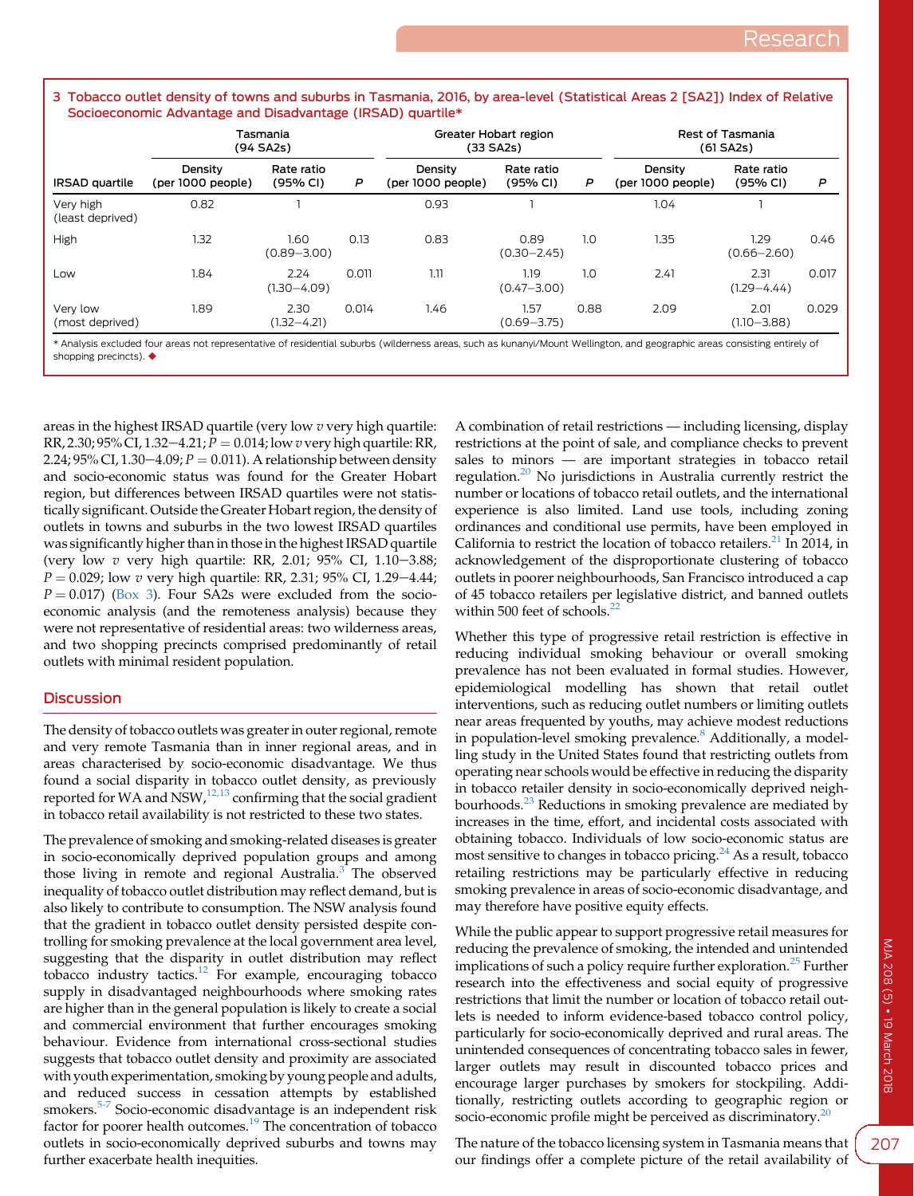**3 Tobacco outlet density of towns and suburbs in Tasmania, 2016, by area-level (Statistical Areas 2 [SA2]) Index of Relative Socioeconomic Advantage and Disadvantage (IRSAD) quartile***

| | Tasmania (94 SA2s) | | | Greater Hobart region (33 SA2s) | | | Rest of Tasmania (61 SA2s) | | |
|---|---|---|---|---|---|---|---|---|---|
| IRSAD quartile | Density (per 1000 people) | Rate ratio (95% CI) | *P* | Density (per 1000 people) | Rate ratio (95% CI) | *P* | Density (per 1000 people) | Rate ratio (95% CI) | *P* |
| Very high (least deprived) | 0.82 | 1 | | 0.93 | 1 | | 1.04 | 1 | |
| High | 1.32 | 1.60 (0.89–3.00) | 0.13 | 0.83 | 0.89 (0.30–2.45) | 1.0 | 1.35 | 1.29 (0.66–2.60) | 0.46 |
| Low | 1.84 | 2.24 (1.30–4.09) | 0.011 | 1.11 | 1.19 (0.47–3.00) | 1.0 | 2.41 | 2.31 (1.29–4.44) | 0.017 |
| Very low (most deprived) | 1.89 | 2.30 (1.32–4.21) | 0.014 | 1.46 | 1.57 (0.69–3.75) | 0.88 | 2.09 | 2.01 (1.10–3.88) | 0.029 |

\* Analysis excluded four areas not representative of residential suburbs (wilderness areas, such as kunanyi/Mount Wellington, and geographic areas consisting entirely of shopping precincts). ◆

areas in the highest IRSAD quartile (very low *v* very high quartile: RR, 2.30; 95% CI, 1.32–4.21; $P = 0.014$; low *v* very high quartile: RR, 2.24; 95% CI, 1.30–4.09; $P = 0.011$). A relationship between density and socio-economic status was found for the Greater Hobart region, but differences between IRSAD quartiles were not statistically significant. Outside the Greater Hobart region, the density of outlets in towns and suburbs in the two lowest IRSAD quartiles was significantly higher than in those in the highest IRSAD quartile (very low *v* very high quartile: RR, 2.01; 95% CI, 1.10–3.88; $P = 0.029$; low *v* very high quartile: RR, 2.31; 95% CI, 1.29–4.44; $P = 0.017$) (Box 3). Four SA2s were excluded from the socio-economic analysis (and the remoteness analysis) because they were not representative of residential areas: two wilderness areas, and two shopping precincts comprised predominantly of retail outlets with minimal resident population.

## Discussion

The density of tobacco outlets was greater in outer regional, remote and very remote Tasmania than in inner regional areas, and in areas characterised by socio-economic disadvantage. We thus found a social disparity in tobacco outlet density, as previously reported for WA and NSW,[12,13] confirming that the social gradient in tobacco retail availability is not restricted to these two states.

The prevalence of smoking and smoking-related diseases is greater in socio-economically deprived population groups and among those living in remote and regional Australia.[3] The observed inequality of tobacco outlet distribution may reflect demand, but is also likely to contribute to consumption. The NSW analysis found that the gradient in tobacco outlet density persisted despite controlling for smoking prevalence at the local government area level, suggesting that the disparity in outlet distribution may reflect tobacco industry tactics.[12] For example, encouraging tobacco supply in disadvantaged neighbourhoods where smoking rates are higher than in the general population is likely to create a social and commercial environment that further encourages smoking behaviour. Evidence from international cross-sectional studies suggests that tobacco outlet density and proximity are associated with youth experimentation, smoking by young people and adults, and reduced success in cessation attempts by established smokers.[5-7] Socio-economic disadvantage is an independent risk factor for poorer health outcomes.[19] The concentration of tobacco outlets in socio-economically deprived suburbs and towns may further exacerbate health inequities.

A combination of retail restrictions — including licensing, display restrictions at the point of sale, and compliance checks to prevent sales to minors — are important strategies in tobacco retail regulation.[20] No jurisdictions in Australia currently restrict the number or locations of tobacco retail outlets, and the international experience is also limited. Land use tools, including zoning ordinances and conditional use permits, have been employed in California to restrict the location of tobacco retailers.[21] In 2014, in acknowledgement of the disproportionate clustering of tobacco outlets in poorer neighbourhoods, San Francisco introduced a cap of 45 tobacco retailers per legislative district, and banned outlets within 500 feet of schools.[22]

Whether this type of progressive retail restriction is effective in reducing individual smoking behaviour or overall smoking prevalence has not been evaluated in formal studies. However, epidemiological modelling has shown that retail outlet interventions, such as reducing outlet numbers or limiting outlets near areas frequented by youths, may achieve modest reductions in population-level smoking prevalence.[8] Additionally, a modelling study in the United States found that restricting outlets from operating near schools would be effective in reducing the disparity in tobacco retailer density in socio-economically deprived neighbourhoods.[23] Reductions in smoking prevalence are mediated by increases in the time, effort, and incidental costs associated with obtaining tobacco. Individuals of low socio-economic status are most sensitive to changes in tobacco pricing.[24] As a result, tobacco retailing restrictions may be particularly effective in reducing smoking prevalence in areas of socio-economic disadvantage, and may therefore have positive equity effects.

While the public appear to support progressive retail measures for reducing the prevalence of smoking, the intended and unintended implications of such a policy require further exploration.[25] Further research into the effectiveness and social equity of progressive restrictions that limit the number or location of tobacco retail outlets is needed to inform evidence-based tobacco control policy, particularly for socio-economically deprived and rural areas. The unintended consequences of concentrating tobacco sales in fewer, larger outlets may result in discounted tobacco prices and encourage larger purchases by smokers for stockpiling. Additionally, restricting outlets according to geographic region or socio-economic profile might be perceived as discriminatory.[20]

The nature of the tobacco licensing system in Tasmania means that our findings offer a complete picture of the retail availability of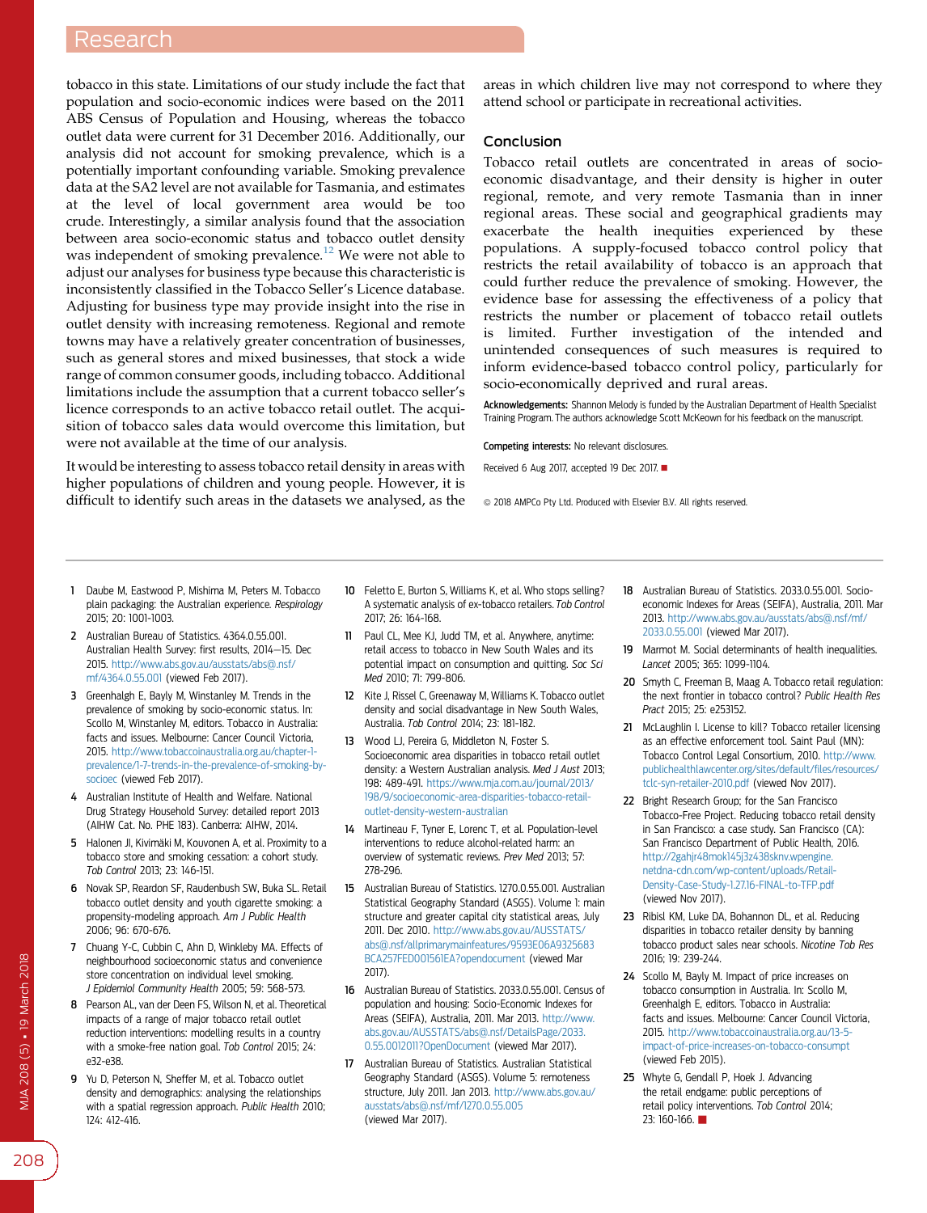tobacco in this state. Limitations of our study include the fact that population and socio-economic indices were based on the 2011 ABS Census of Population and Housing, whereas the tobacco outlet data were current for 31 December 2016. Additionally, our analysis did not account for smoking prevalence, which is a potentially important confounding variable. Smoking prevalence data at the SA2 level are not available for Tasmania, and estimates at the level of local government area would be too crude. Interestingly, a similar analysis found that the association between area socio-economic status and tobacco outlet density was independent of smoking prevalence.[12] We were not able to adjust our analyses for business type because this characteristic is inconsistently classified in the Tobacco Seller's Licence database. Adjusting for business type may provide insight into the rise in outlet density with increasing remoteness. Regional and remote towns may have a relatively greater concentration of businesses, such as general stores and mixed businesses, that stock a wide range of common consumer goods, including tobacco. Additional limitations include the assumption that a current tobacco seller's licence corresponds to an active tobacco retail outlet. The acquisition of tobacco sales data would overcome this limitation, but were not available at the time of our analysis.

It would be interesting to assess tobacco retail density in areas with higher populations of children and young people. However, it is difficult to identify such areas in the datasets we analysed, as the areas in which children live may not correspond to where they attend school or participate in recreational activities.

## Conclusion

Tobacco retail outlets are concentrated in areas of socio-economic disadvantage, and their density is higher in outer regional, remote, and very remote Tasmania than in inner regional areas. These social and geographical gradients may exacerbate the health inequities experienced by these populations. A supply-focused tobacco control policy that restricts the retail availability of tobacco is an approach that could further reduce the prevalence of smoking. However, the evidence base for assessing the effectiveness of a policy that restricts the number or placement of tobacco retail outlets is limited. Further investigation of the intended and unintended consequences of such measures is required to inform evidence-based tobacco control policy, particularly for socio-economically deprived and rural areas.

**Acknowledgements:** Shannon Melody is funded by the Australian Department of Health Specialist Training Program. The authors acknowledge Scott McKeown for his feedback on the manuscript.

**Competing interests:** No relevant disclosures.

Received 6 Aug 2017, accepted 19 Dec 2017.

© 2018 AMPCo Pty Ltd. Produced with Elsevier B.V. All rights reserved.

1. Daube M, Eastwood P, Mishima M, Peters M. Tobacco plain packaging: the Australian experience. *Respirology* 2015; 20: 1001-1003.
2. Australian Bureau of Statistics. 4364.0.55.001. Australian Health Survey: first results, 2014—15. Dec 2015. http://www.abs.gov.au/ausstats/abs@.nsf/mf/4364.0.55.001 (viewed Feb 2017).
3. Greenhalgh E, Bayly M, Winstanley M. Trends in the prevalence of smoking by socio-economic status. In: Scollo M, Winstanley M, editors. Tobacco in Australia: facts and issues. Melbourne: Cancer Council Victoria, 2015. http://www.tobaccoinaustralia.org.au/chapter-1-prevalence/1-7-trends-in-the-prevalence-of-smoking-by-socioec (viewed Feb 2017).
4. Australian Institute of Health and Welfare. National Drug Strategy Household Survey: detailed report 2013 (AIHW Cat. No. PHE 183). Canberra: AIHW, 2014.
5. Halonen JI, Kivimäki M, Kouvonen A, et al. Proximity to a tobacco store and smoking cessation: a cohort study. *Tob Control* 2013; 23: 146-151.
6. Novak SP, Reardon SF, Raudenbush SW, Buka SL. Retail tobacco outlet density and youth cigarette smoking: a propensity-modeling approach. *Am J Public Health* 2006; 96: 670-676.
7. Chuang Y-C, Cubbin C, Ahn D, Winkleby MA. Effects of neighbourhood socioeconomic status and convenience store concentration on individual level smoking. *J Epidemiol Community Health* 2005; 59: 568-573.
8. Pearson AL, van der Deen FS, Wilson N, et al. Theoretical impacts of a range of major tobacco retail outlet reduction interventions: modelling results in a country with a smoke-free nation goal. *Tob Control* 2015; 24: e32-e38.
9. Yu D, Peterson N, Sheffer M, et al. Tobacco outlet density and demographics: analysing the relationships with a spatial regression approach. *Public Health* 2010; 124: 412-416.
10. Feletto E, Burton S, Williams K, et al. Who stops selling? A systematic analysis of ex-tobacco retailers. *Tob Control* 2017; 26: 164-168.
11. Paul CL, Mee KJ, Judd TM, et al. Anywhere, anytime: retail access to tobacco in New South Wales and its potential impact on consumption and quitting. *Soc Sci Med* 2010; 71: 799-806.
12. Kite J, Rissel C, Greenaway M, Williams K. Tobacco outlet density and social disadvantage in New South Wales, Australia. *Tob Control* 2014; 23: 181-182.
13. Wood LJ, Pereira G, Middleton N, Foster S. Socioeconomic area disparities in tobacco retail outlet density: a Western Australian analysis. *Med J Aust* 2013; 198: 489-491. https://www.mja.com.au/journal/2013/198/9/socioeconomic-area-disparities-tobacco-retail-outlet-density-western-australian
14. Martineau F, Tyner E, Lorenc T, et al. Population-level interventions to reduce alcohol-related harm: an overview of systematic reviews. *Prev Med* 2013; 57: 278-296.
15. Australian Bureau of Statistics. 1270.0.55.001. Australian Statistical Geography Standard (ASGS). Volume 1: main structure and greater capital city statistical areas, July 2011. Dec 2010. http://www.abs.gov.au/AUSSTATS/abs@.nsf/allprimarymainfeatures/9593E06A9325683BCA257FED001561EA?opendocument (viewed Mar 2017).
16. Australian Bureau of Statistics. 2033.0.55.001. Census of population and housing: Socio-Economic Indexes for Areas (SEIFA), Australia, 2011. Mar 2013. http://www.abs.gov.au/AUSSTATS/abs@.nsf/DetailsPage/2033.0.55.0012011?OpenDocument (viewed Mar 2017).
17. Australian Bureau of Statistics. Australian Statistical Geography Standard (ASGS). Volume 5: remoteness structure, July 2011. Jan 2013. http://www.abs.gov.au/ausstats/abs@.nsf/mf/1270.0.55.005 (viewed Mar 2017).
18. Australian Bureau of Statistics. 2033.0.55.001. Socio-economic Indexes for Areas (SEIFA), Australia, 2011. Mar 2013. http://www.abs.gov.au/ausstats/abs@.nsf/mf/2033.0.55.001 (viewed Mar 2017).
19. Marmot M. Social determinants of health inequalities. *Lancet* 2005; 365: 1099-1104.
20. Smyth C, Freeman B, Maag A. Tobacco retail regulation: the next frontier in tobacco control? *Public Health Res Pract* 2015; 25: e253152.
21. McLaughlin I. License to kill? Tobacco retailer licensing as an effective enforcement tool. Saint Paul (MN): Tobacco Control Legal Consortium, 2010. http://www.publichealthlawcenter.org/sites/default/files/resources/tclc-syn-retailer-2010.pdf (viewed Nov 2017).
22. Bright Research Group; for the San Francisco Tobacco-Free Project. Reducing tobacco retail density in San Francisco: a case study. San Francisco (CA): San Francisco Department of Public Health, 2016. http://2gahjr48mok145j3z438sknv.wpengine.netdna-cdn.com/wp-content/uploads/Retail-Density-Case-Study-1.27.16-FINAL-to-TFP.pdf (viewed Nov 2017).
23. Ribisl KM, Luke DA, Bohannon DL, et al. Reducing disparities in tobacco retailer density by banning tobacco product sales near schools. *Nicotine Tob Res* 2016; 19: 239-244.
24. Scollo M, Bayly M. Impact of price increases on tobacco consumption in Australia. In: Scollo M, Greenhalgh E, editors. Tobacco in Australia: facts and issues. Melbourne: Cancer Council Victoria, 2015. http://www.tobaccoinaustralia.org.au/13-5-impact-of-price-increases-on-tobacco-consumpt (viewed Feb 2015).
25. Whyte G, Gendall P, Hoek J. Advancing the retail endgame: public perceptions of retail policy interventions. *Tob Control* 2014; 23: 160-166.